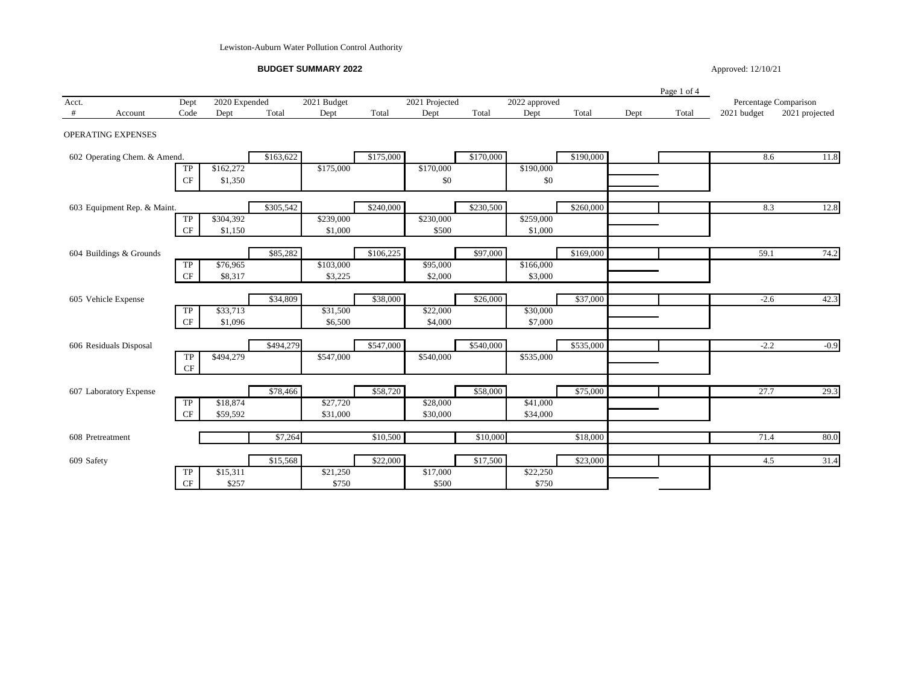Lewiston-Auburn Water Pollution Control Authority

**BUDGET SUMMARY 2022**

Approved: 12/10/21

| Acct. # | Account | Dept Code | 2020 Expended Dept | 2020 Expended Total | 2021 Budget Dept | 2021 Budget Total | 2021 Projected Dept | 2021 Projected Total | 2022 approved Dept | 2022 approved Total | Dept | Total | Percentage Comparison 2021 budget | Percentage Comparison 2021 projected |
|---|---|---|---|---|---|---|---|---|---|---|---|---|---|---|
| | OPERATING EXPENSES | | | | | | | | | | | | | |
| 602 | Operating Chem. & Amend. | | | $163,622 | | $175,000 | | $170,000 | | $190,000 | | | 8.6 | 11.8 |
| | | TP | $162,272 | | $175,000 | | $170,000 | | $190,000 | | | | | |
| | | CF | $1,350 | | | | $0 | | $0 | | | | | |
| 603 | Equipment Rep. & Maint. | | | $305,542 | | $240,000 | | $230,500 | | $260,000 | | | 8.3 | 12.8 |
| | | TP | $304,392 | | $239,000 | | $230,000 | | $259,000 | | | | | |
| | | CF | $1,150 | | $1,000 | | $500 | | $1,000 | | | | | |
| 604 | Buildings & Grounds | | | $85,282 | | $106,225 | | $97,000 | | $169,000 | | | 59.1 | 74.2 |
| | | TP | $76,965 | | $103,000 | | $95,000 | | $166,000 | | | | | |
| | | CF | $8,317 | | $3,225 | | $2,000 | | $3,000 | | | | | |
| 605 | Vehicle Expense | | | $34,809 | | $38,000 | | $26,000 | | $37,000 | | | -2.6 | 42.3 |
| | | TP | $33,713 | | $31,500 | | $22,000 | | $30,000 | | | | | |
| | | CF | $1,096 | | $6,500 | | $4,000 | | $7,000 | | | | | |
| 606 | Residuals Disposal | | | $494,279 | | $547,000 | | $540,000 | | $535,000 | | | -2.2 | -0.9 |
| | | TP | $494,279 | | $547,000 | | $540,000 | | $535,000 | | | | | |
| | | CF | | | | | | | | | | | | |
| 607 | Laboratory Expense | | | $78,466 | | $58,720 | | $58,000 | | $75,000 | | | 27.7 | 29.3 |
| | | TP | $18,874 | | $27,720 | | $28,000 | | $41,000 | | | | | |
| | | CF | $59,592 | | $31,000 | | $30,000 | | $34,000 | | | | | |
| 608 | Pretreatment | | | $7,264 | | $10,500 | | $10,000 | | $18,000 | | | 71.4 | 80.0 |
| 609 | Safety | | | $15,568 | | $22,000 | | $17,500 | | $23,000 | | | 4.5 | 31.4 |
| | | TP | $15,311 | | $21,250 | | $17,000 | | $22,250 | | | | | |
| | | CF | $257 | | $750 | | $500 | | $750 | | | | | |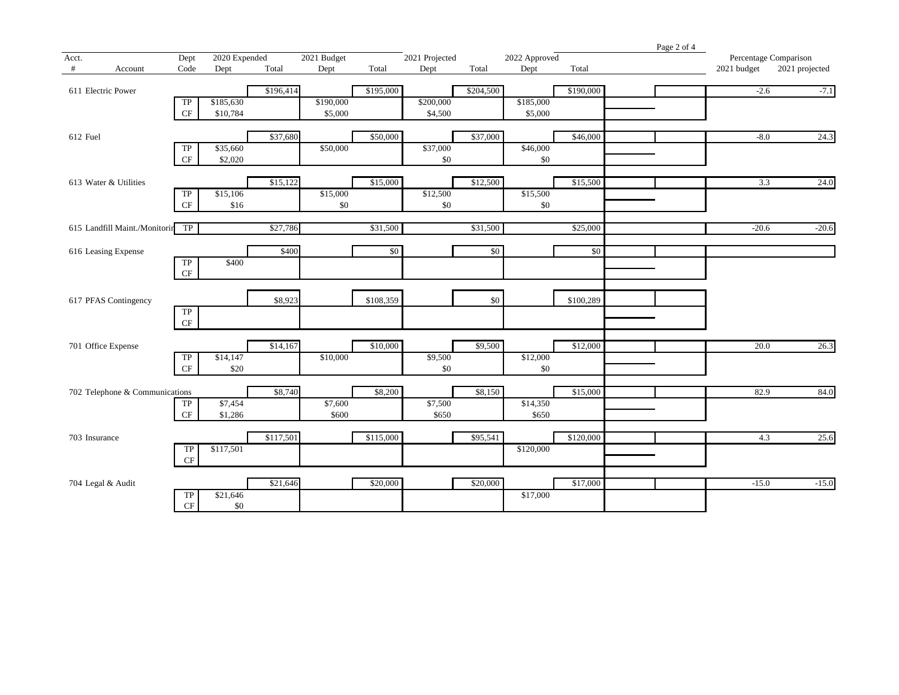| Acct. # | Account | Dept Code | 2020 Expended Dept | 2020 Expended Total | 2021 Budget Dept | 2021 Budget Total | 2021 Projected Dept | 2021 Projected Total | 2022 Approved Dept | 2022 Approved Total | | | Percentage Comparison 2021 budget | Percentage Comparison 2021 projected |
|---|---|---|---|---|---|---|---|---|---|---|---|---|---|---|
| 611 | Electric Power | | | $196,414 | | $195,000 | | $204,500 | | $190,000 | | | -2.6 | -7.1 |
| | | TP | $185,630 | | $190,000 | | $200,000 | | $185,000 | | | | | |
| | | CF | $10,784 | | $5,000 | | $4,500 | | $5,000 | | | | | |
| 612 | Fuel | | | $37,680 | | $50,000 | | $37,000 | | $46,000 | | | -8.0 | 24.3 |
| | | TP | $35,660 | | $50,000 | | $37,000 | | $46,000 | | | | | |
| | | CF | $2,020 | | | | $0 | | $0 | | | | | |
| 613 | Water & Utilities | | | $15,122 | | $15,000 | | $12,500 | | $15,500 | | | 3.3 | 24.0 |
| | | TP | $15,106 | | $15,000 | | $12,500 | | $15,500 | | | | | |
| | | CF | $16 | | $0 | | $0 | | $0 | | | | | |
| 615 | Landfill Maint./Monitorin | TP | | $27,786 | | $31,500 | | $31,500 | | $25,000 | | | -20.6 | -20.6 |
| 616 | Leasing Expense | | | $400 | | $0 | | $0 | | $0 | | | | |
| | | TP | $400 | | | | | | | | | | | |
| | | CF | | | | | | | | | | | | |
| 617 | PFAS Contingency | | | $8,923 | | $108,359 | | $0 | | $100,289 | | | | |
| | | TP | | | | | | | | | | | | |
| | | CF | | | | | | | | | | | | |
| 701 | Office Expense | | | $14,167 | | $10,000 | | $9,500 | | $12,000 | | | 20.0 | 26.3 |
| | | TP | $14,147 | | $10,000 | | $9,500 | | $12,000 | | | | | |
| | | CF | $20 | | | | $0 | | $0 | | | | | |
| 702 | Telephone & Communications | | | $8,740 | | $8,200 | | $8,150 | | $15,000 | | | 82.9 | 84.0 |
| | | TP | $7,454 | | $7,600 | | $7,500 | | $14,350 | | | | | |
| | | CF | $1,286 | | $600 | | $650 | | $650 | | | | | |
| 703 | Insurance | | | $117,501 | | $115,000 | | $95,541 | | $120,000 | | | 4.3 | 25.6 |
| | | TP | $117,501 | | | | | | $120,000 | | | | | |
| | | CF | | | | | | | | | | | | |
| 704 | Legal & Audit | | | $21,646 | | $20,000 | | $20,000 | | $17,000 | | | -15.0 | -15.0 |
| | | TP | $21,646 | | | | | | $17,000 | | | | | |
| | | CF | $0 | | | | | | | | | | | |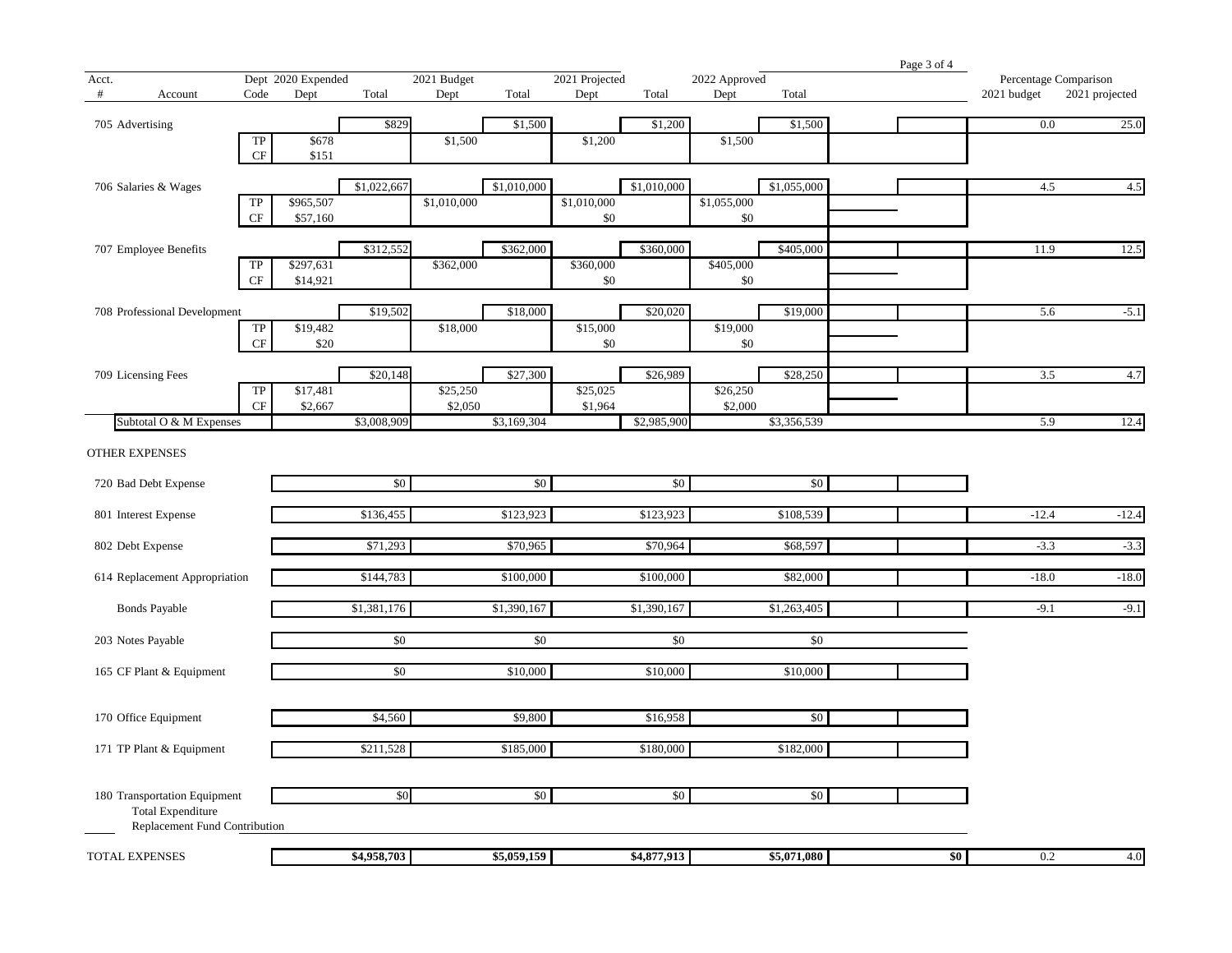| Acct. # | Account | Code | Dept 2020 Expended Dept | Total | 2021 Budget Dept | Total | 2021 Projected Dept | Total | 2022 Approved Dept | Total | | | Percentage Comparison 2021 budget | 2021 projected |
|---|---|---|---|---|---|---|---|---|---|---|---|---|---|---|
| 705 | Advertising | | | $829 | | $1,500 | | $1,200 | | $1,500 | | | 0.0 | 25.0 |
| | | TP | $678 | | $1,500 | | $1,200 | | $1,500 | | | | | |
| | | CF | $151 | | | | | | | | | | | |
| 706 | Salaries & Wages | | | $1,022,667 | | $1,010,000 | | $1,010,000 | | $1,055,000 | | | 4.5 | 4.5 |
| | | TP | $965,507 | | $1,010,000 | | $1,010,000 | | $1,055,000 | | | | | |
| | | CF | $57,160 | | | | $0 | | $0 | | | | | |
| 707 | Employee Benefits | | | $312,552 | | $362,000 | | $360,000 | | $405,000 | | | 11.9 | 12.5 |
| | | TP | $297,631 | | $362,000 | | $360,000 | | $405,000 | | | | | |
| | | CF | $14,921 | | | | $0 | | $0 | | | | | |
| 708 | Professional Development | | | $19,502 | | $18,000 | | $20,020 | | $19,000 | | | 5.6 | -5.1 |
| | | TP | $19,482 | | $18,000 | | $15,000 | | $19,000 | | | | | |
| | | CF | $20 | | | | $0 | | $0 | | | | | |
| 709 | Licensing Fees | | | $20,148 | | $27,300 | | $26,989 | | $28,250 | | | 3.5 | 4.7 |
| | | TP | $17,481 | | $25,250 | | $25,025 | | $26,250 | | | | | |
| | | CF | $2,667 | | $2,050 | | $1,964 | | $2,000 | | | | | |
| | Subtotal O & M Expenses | | | $3,008,909 | | $3,169,304 | | $2,985,900 | | $3,356,539 | | | 5.9 | 12.4 |
| | OTHER EXPENSES | | | | | | | | | | | | | |
| 720 | Bad Debt Expense | | | $0 | | $0 | | $0 | | $0 | | | | |
| 801 | Interest Expense | | | $136,455 | | $123,923 | | $123,923 | | $108,539 | | | -12.4 | -12.4 |
| 802 | Debt Expense | | | $71,293 | | $70,965 | | $70,964 | | $68,597 | | | -3.3 | -3.3 |
| 614 | Replacement Appropriation | | | $144,783 | | $100,000 | | $100,000 | | $82,000 | | | -18.0 | -18.0 |
| | Bonds Payable | | | $1,381,176 | | $1,390,167 | | $1,390,167 | | $1,263,405 | | | -9.1 | -9.1 |
| 203 | Notes Payable | | | $0 | | $0 | | $0 | | $0 | | | | |
| 165 | CF Plant & Equipment | | | $0 | | $10,000 | | $10,000 | | $10,000 | | | | |
| 170 | Office Equipment | | | $4,560 | | $9,800 | | $16,958 | | $0 | | | | |
| 171 | TP Plant & Equipment | | | $211,528 | | $185,000 | | $180,000 | | $182,000 | | | | |
| 180 | Transportation Equipment | | | $0 | | $0 | | $0 | | $0 | | | | |
| | Total Expenditure | | | | | | | | | | | | | |
| | Replacement Fund Contribution | | | | | | | | | | | | | |
| | **TOTAL EXPENSES** | | | **$4,958,703** | | **$5,059,159** | | **$4,877,913** | | **$5,071,080** | | **$0** | 0.2 | 4.0 |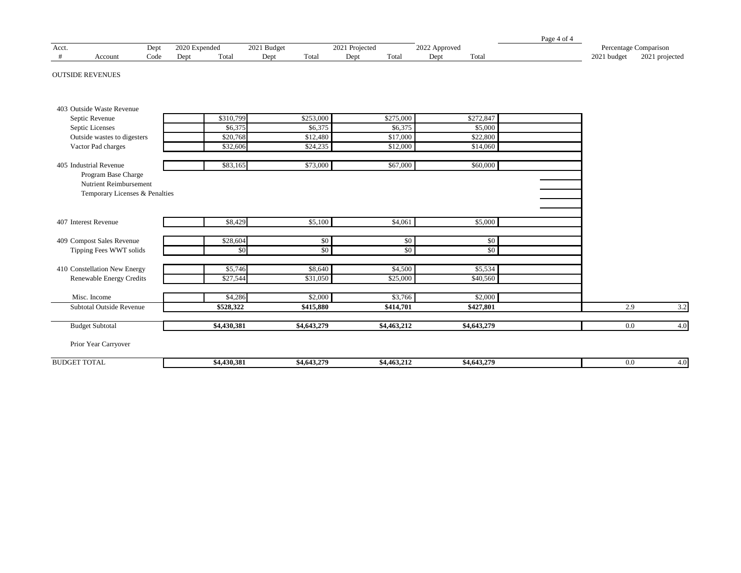| Acct. # | Account | Dept Code | 2020 Expended Dept | 2020 Expended Total | 2021 Budget Dept | 2021 Budget Total | 2021 Projected Dept | 2021 Projected Total | 2022 Approved Dept | 2022 Approved Total | | Percentage Comparison 2021 budget | Percentage Comparison 2021 projected |
|---|---|---|---|---|---|---|---|---|---|---|---|---|---|
| | OUTSIDE REVENUES | | | | | | | | | | | | |
| 403 | Outside Waste Revenue | | | | | | | | | | | | |
| | Septic Revenue | | | $310,799 | | $253,000 | | $275,000 | | $272,847 | | | |
| | Septic Licenses | | | $6,375 | | $6,375 | | $6,375 | | $5,000 | | | |
| | Outside wastes to digesters | | | $20,768 | | $12,480 | | $17,000 | | $22,800 | | | |
| | Vactor Pad charges | | | $32,606 | | $24,235 | | $12,000 | | $14,060 | | | |
| 405 | Industrial Revenue | | | $83,165 | | $73,000 | | $67,000 | | $60,000 | | | |
| | Program Base Charge | | | | | | | | | | | | |
| | Nutrient Reimbursement | | | | | | | | | | | | |
| | Temporary Licenses & Penalties | | | | | | | | | | | | |
| 407 | Interest Revenue | | | $8,429 | | $5,100 | | $4,061 | | $5,000 | | | |
| 409 | Compost Sales Revenue | | | $28,604 | | $0 | | $0 | | $0 | | | |
| | Tipping Fees WWT solids | | | $0 | | $0 | | $0 | | $0 | | | |
| 410 | Constellation New Energy | | | $5,746 | | $8,640 | | $4,500 | | $5,534 | | | |
| | Renewable Energy Credits | | | $27,544 | | $31,050 | | $25,000 | | $40,560 | | | |
| | Misc. Income | | | $4,286 | | $2,000 | | $3,766 | | $2,000 | | | |
| | Subtotal Outside Revenue | | | **$528,322** | | **$415,880** | | **$414,701** | | **$427,801** | | 2.9 | 3.2 |
| | Budget Subtotal | | | **$4,430,381** | | **$4,643,279** | | **$4,463,212** | | **$4,643,279** | | 0.0 | 4.0 |
| | Prior Year Carryover | | | | | | | | | | | | |
| | BUDGET TOTAL | | | **$4,430,381** | | **$4,643,279** | | **$4,463,212** | | **$4,643,279** | | 0.0 | 4.0 |